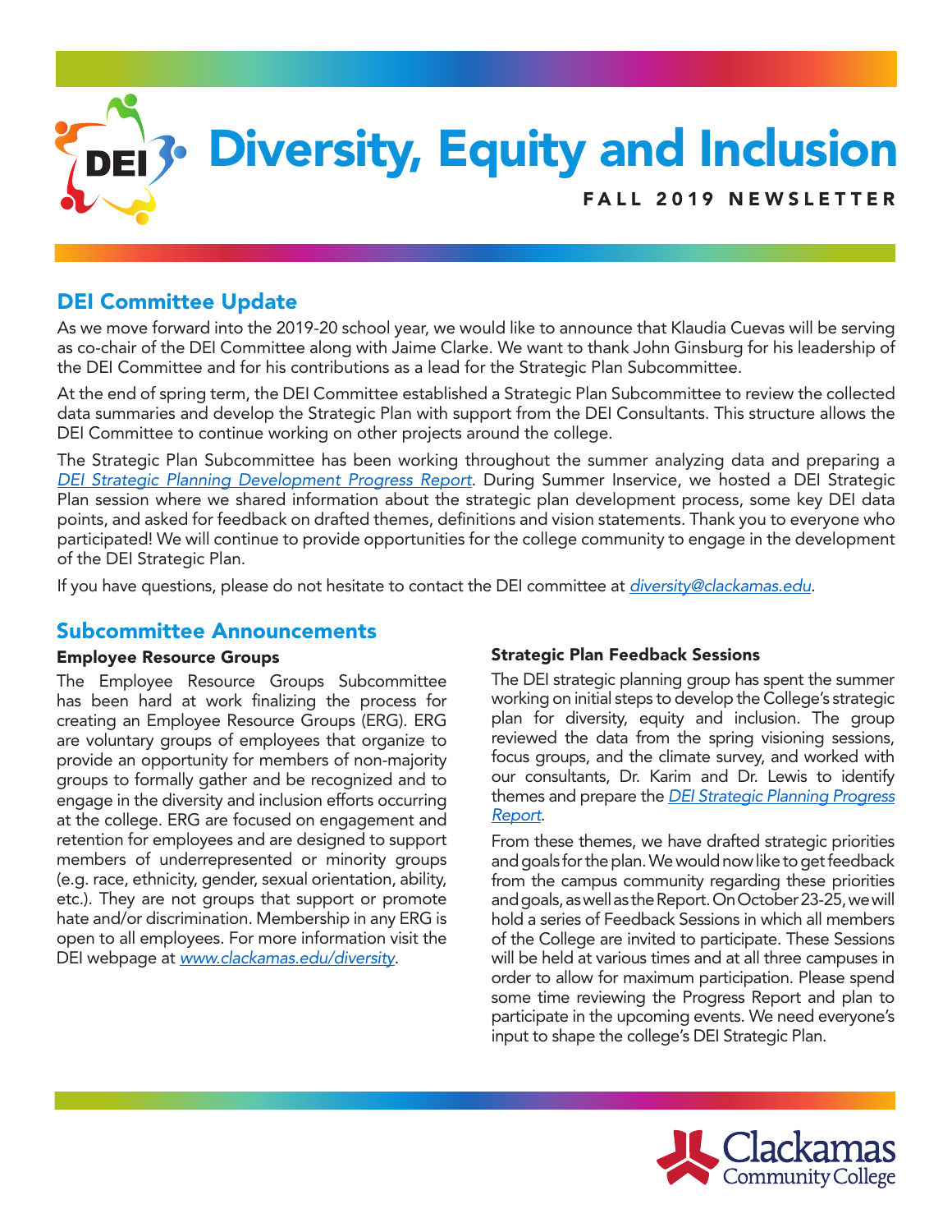# Diversity, Equity and Inclusion

FALL 2019 NEWSLETTER

## DEI Committee Update

As we move forward into the 2019-20 school year, we would like to announce that Klaudia Cuevas will be serving as co-chair of the DEI Committee along with Jaime Clarke. We want to thank John Ginsburg for his leadership of the DEI Committee and for his contributions as a lead for the Strategic Plan Subcommittee.

At the end of spring term, the DEI Committee established a Strategic Plan Subcommittee to review the collected data summaries and develop the Strategic Plan with support from the DEI Consultants. This structure allows the DEI Committee to continue working on other projects around the college.

The Strategic Plan Subcommittee has been working throughout the summer analyzing data and preparing a *DEI Strategic Planning Development Progress Report*. During Summer Inservice, we hosted a DEI Strategic Plan session where we shared information about the strategic plan development process, some key DEI data points, and asked for feedback on drafted themes, definitions and vision statements. Thank you to everyone who participated! We will continue to provide opportunities for the college community to engage in the development of the DEI Strategic Plan.

If you have questions, please do not hesitate to contact the DEI committee at *diversity@clackamas.edu*.

## Subcommittee Announcements

### Employee Resource Groups

The Employee Resource Groups Subcommittee has been hard at work finalizing the process for creating an Employee Resource Groups (ERG). ERG are voluntary groups of employees that organize to provide an opportunity for members of non-majority groups to formally gather and be recognized and to engage in the diversity and inclusion efforts occurring at the college. ERG are focused on engagement and retention for employees and are designed to support members of underrepresented or minority groups (e.g. race, ethnicity, gender, sexual orientation, ability, etc.). They are not groups that support or promote hate and/or discrimination. Membership in any ERG is open to all employees. For more information visit the DEI webpage at *www.clackamas.edu/diversity*.

### Strategic Plan Feedback Sessions

The DEI strategic planning group has spent the summer working on initial steps to develop the College's strategic plan for diversity, equity and inclusion. The group reviewed the data from the spring visioning sessions, focus groups, and the climate survey, and worked with our consultants, Dr. Karim and Dr. Lewis to identify themes and prepare the *DEI Strategic Planning Progress Report*.

From these themes, we have drafted strategic priorities and goals for the plan. We would now like to get feedback from the campus community regarding these priorities and goals, as well as the Report. On October 23-25, we will hold a series of Feedback Sessions in which all members of the College are invited to participate. These Sessions will be held at various times and at all three campuses in order to allow for maximum participation. Please spend some time reviewing the Progress Report and plan to participate in the upcoming events. We need everyone's input to shape the college's DEI Strategic Plan.

Clackamas Community College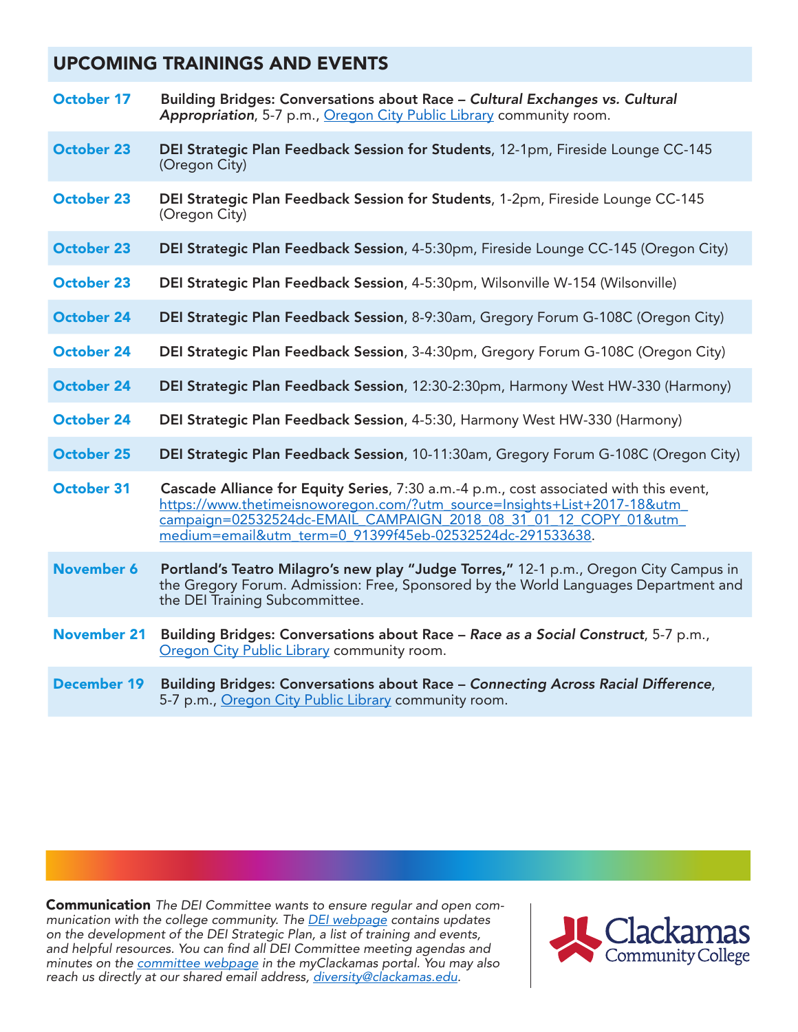## UPCOMING TRAININGS AND EVENTS

| | |
|---|---|
| **October 17** | **Building Bridges: Conversations about Race –** ***Cultural Exchanges vs. Cultural Appropriation***, 5-7 p.m., Oregon City Public Library community room. |
| **October 23** | **DEI Strategic Plan Feedback Session for Students**, 12-1pm, Fireside Lounge CC-145 (Oregon City) |
| **October 23** | **DEI Strategic Plan Feedback Session for Students**, 1-2pm, Fireside Lounge CC-145 (Oregon City) |
| **October 23** | **DEI Strategic Plan Feedback Session**, 4-5:30pm, Fireside Lounge CC-145 (Oregon City) |
| **October 23** | **DEI Strategic Plan Feedback Session**, 4-5:30pm, Wilsonville W-154 (Wilsonville) |
| **October 24** | **DEI Strategic Plan Feedback Session**, 8-9:30am, Gregory Forum G-108C (Oregon City) |
| **October 24** | **DEI Strategic Plan Feedback Session**, 3-4:30pm, Gregory Forum G-108C (Oregon City) |
| **October 24** | **DEI Strategic Plan Feedback Session**, 12:30-2:30pm, Harmony West HW-330 (Harmony) |
| **October 24** | **DEI Strategic Plan Feedback Session**, 4-5:30, Harmony West HW-330 (Harmony) |
| **October 25** | **DEI Strategic Plan Feedback Session**, 10-11:30am, Gregory Forum G-108C (Oregon City) |
| **October 31** | **Cascade Alliance for Equity Series**, 7:30 a.m.-4 p.m., cost associated with this event, https://www.thetimeisnoworegon.com/?utm_source=Insights+List+2017-18&utm_campaign=02532524dc-EMAIL_CAMPAIGN_2018_08_31_01_12_COPY_01&utm_medium=email&utm_term=0_91399f45eb-02532524dc-291533638. |
| **November 6** | **Portland's Teatro Milagro's new play "Judge Torres,"** 12-1 p.m., Oregon City Campus in the Gregory Forum. Admission: Free, Sponsored by the World Languages Department and the DEI Training Subcommittee. |
| **November 21** | **Building Bridges: Conversations about Race –** ***Race as a Social Construct***, 5-7 p.m., Oregon City Public Library community room. |
| **December 19** | **Building Bridges: Conversations about Race –** ***Connecting Across Racial Difference***, 5-7 p.m., Oregon City Public Library community room. |

**Communication** *The DEI Committee wants to ensure regular and open communication with the college community. The DEI webpage contains updates on the development of the DEI Strategic Plan, a list of training and events, and helpful resources. You can find all DEI Committee meeting agendas and minutes on the committee webpage in the myClackamas portal. You may also reach us directly at our shared email address, diversity@clackamas.edu.*

Clackamas Community College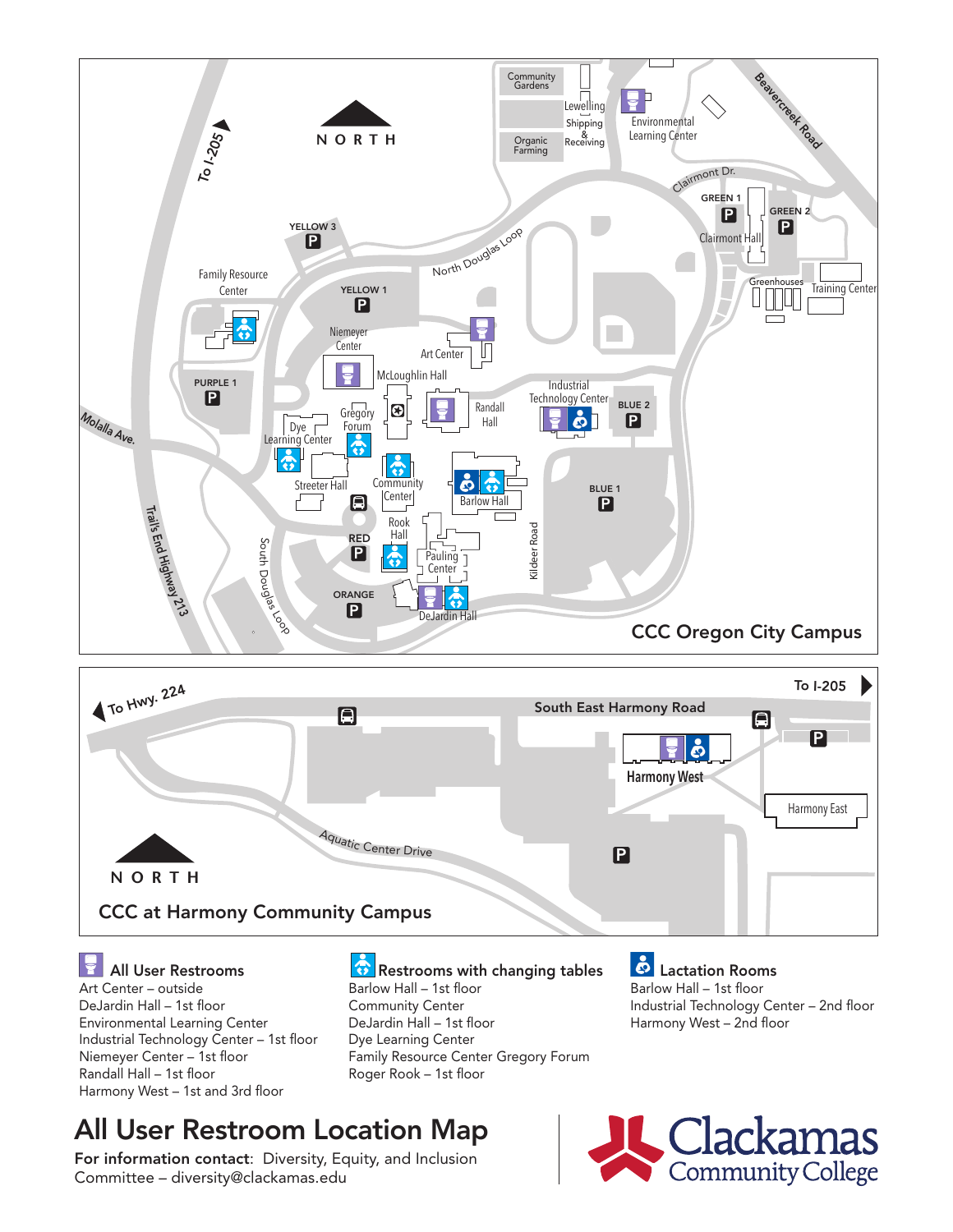CCC Oregon City Campus

CCC at Harmony Community Campus

### All User Restrooms

- Art Center – outside
- DeJardin Hall – 1st floor
- Environmental Learning Center
- Industrial Technology Center – 1st floor
- Niemeyer Center – 1st floor
- Randall Hall – 1st floor
- Harmony West – 1st and 3rd floor

### Restrooms with changing tables

- Barlow Hall – 1st floor
- Community Center
- DeJardin Hall – 1st floor
- Dye Learning Center
- Family Resource Center Gregory Forum
- Roger Rook – 1st floor

### Lactation Rooms

- Barlow Hall – 1st floor
- Industrial Technology Center – 2nd floor
- Harmony West – 2nd floor

# All User Restroom Location Map

**For information contact**: Diversity, Equity, and Inclusion Committee – diversity@clackamas.edu

Clackamas Community College